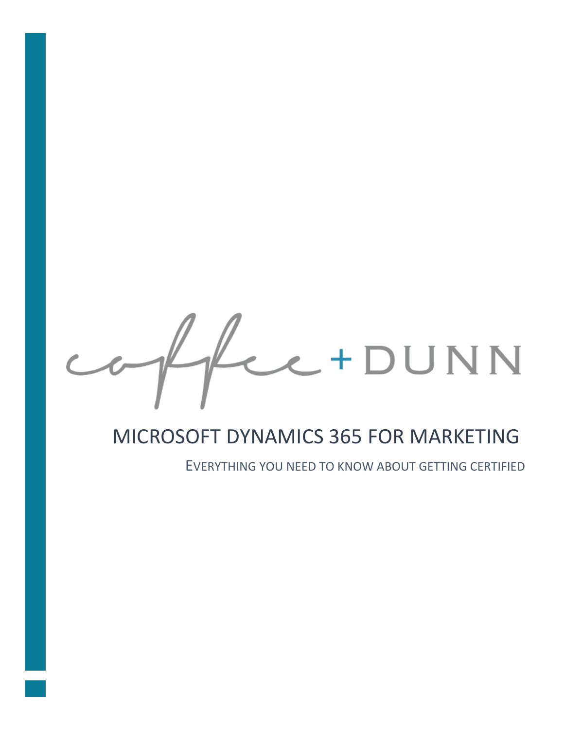coffee + DUNN

# MICROSOFT DYNAMICS 365 FOR MARKETING

## EVERYTHING YOU NEED TO KNOW ABOUT GETTING CERTIFIED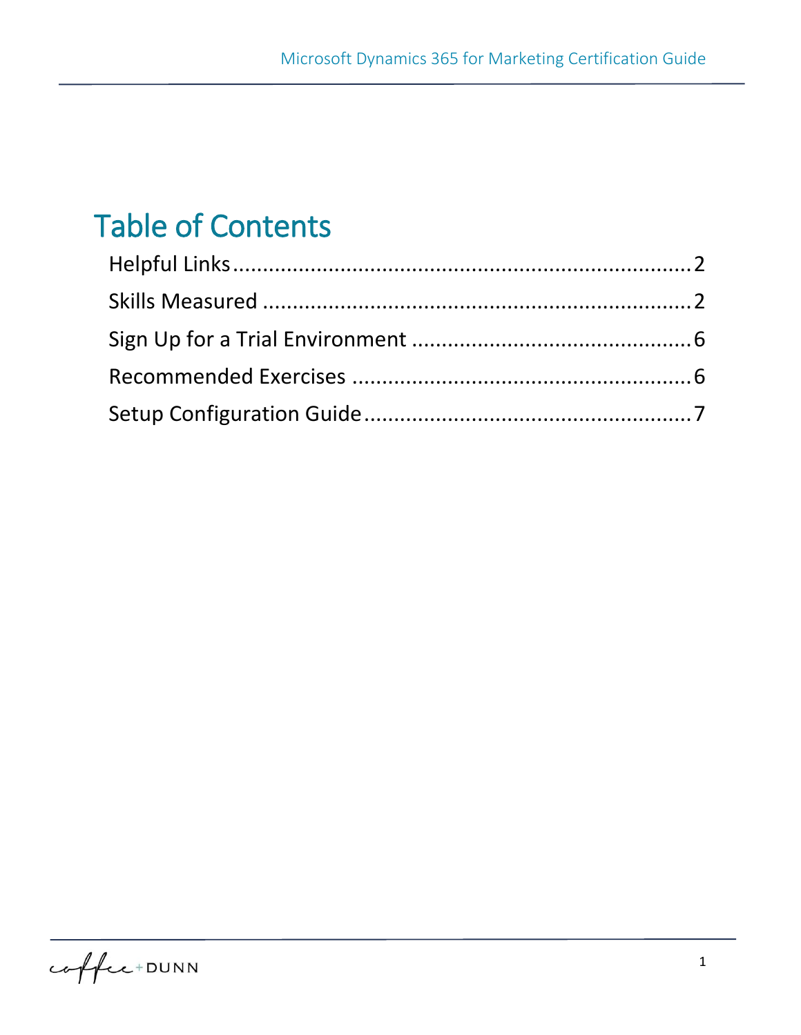# Table of Contents

Helpful Links....................................................................2

Skills Measured ...............................................................2

Sign Up for a Trial Environment ......................................6

Recommended Exercises ................................................6

Setup Configuration Guide..............................................7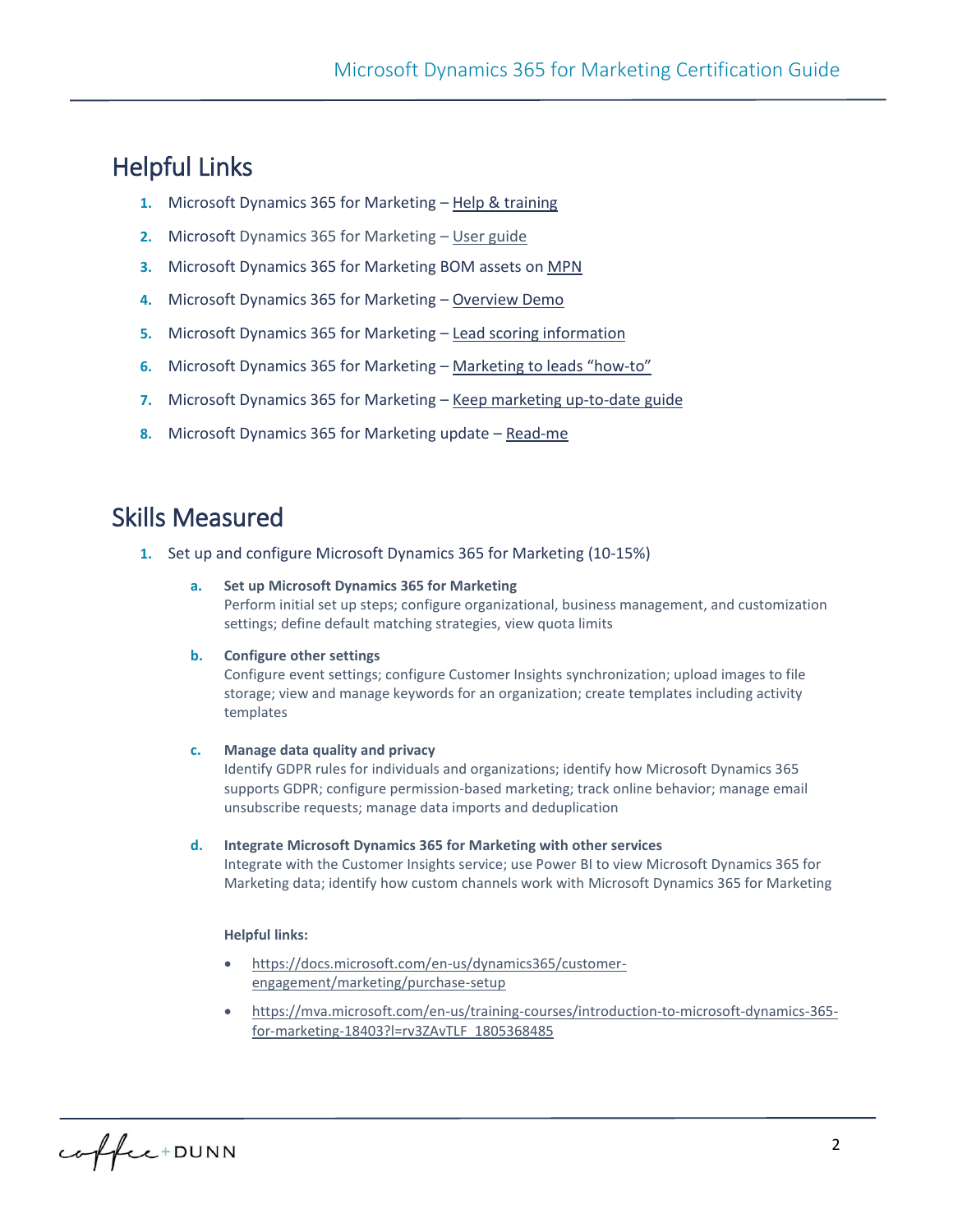## Helpful Links

1. Microsoft Dynamics 365 for Marketing – Help & training
2. Microsoft Dynamics 365 for Marketing – User guide
3. Microsoft Dynamics 365 for Marketing BOM assets on MPN
4. Microsoft Dynamics 365 for Marketing – Overview Demo
5. Microsoft Dynamics 365 for Marketing – Lead scoring information
6. Microsoft Dynamics 365 for Marketing – Marketing to leads "how-to"
7. Microsoft Dynamics 365 for Marketing – Keep marketing up-to-date guide
8. Microsoft Dynamics 365 for Marketing update – Read-me

## Skills Measured

1. Set up and configure Microsoft Dynamics 365 for Marketing (10-15%)

   a. **Set up Microsoft Dynamics 365 for Marketing**
   Perform initial set up steps; configure organizational, business management, and customization settings; define default matching strategies, view quota limits

   b. **Configure other settings**
   Configure event settings; configure Customer Insights synchronization; upload images to file storage; view and manage keywords for an organization; create templates including activity templates

   c. **Manage data quality and privacy**
   Identify GDPR rules for individuals and organizations; identify how Microsoft Dynamics 365 supports GDPR; configure permission-based marketing; track online behavior; manage email unsubscribe requests; manage data imports and deduplication

   d. **Integrate Microsoft Dynamics 365 for Marketing with other services**
   Integrate with the Customer Insights service; use Power BI to view Microsoft Dynamics 365 for Marketing data; identify how custom channels work with Microsoft Dynamics 365 for Marketing

   **Helpful links:**

   - https://docs.microsoft.com/en-us/dynamics365/customer-engagement/marketing/purchase-setup
   - https://mva.microsoft.com/en-us/training-courses/introduction-to-microsoft-dynamics-365-for-marketing-18403?l=rv3ZAvTLF_1805368485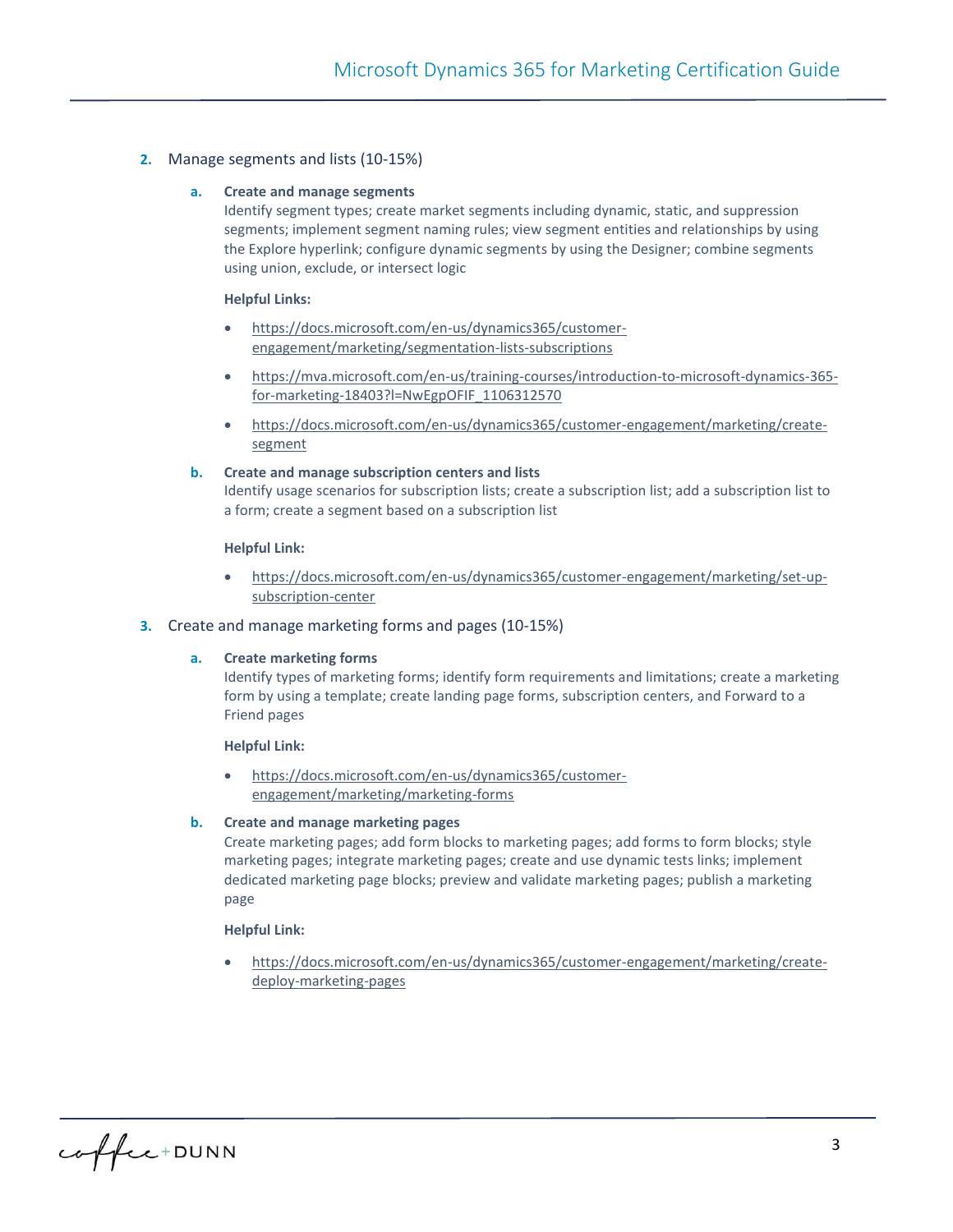2. Manage segments and lists (10-15%)

   a. **Create and manage segments**
      Identify segment types; create market segments including dynamic, static, and suppression segments; implement segment naming rules; view segment entities and relationships by using the Explore hyperlink; configure dynamic segments by using the Designer; combine segments using union, exclude, or intersect logic

      **Helpful Links:**

      - https://docs.microsoft.com/en-us/dynamics365/customer-engagement/marketing/segmentation-lists-subscriptions
      - https://mva.microsoft.com/en-us/training-courses/introduction-to-microsoft-dynamics-365-for-marketing-18403?l=NwEgpOFIF_1106312570
      - https://docs.microsoft.com/en-us/dynamics365/customer-engagement/marketing/create-segment

   b. **Create and manage subscription centers and lists**
      Identify usage scenarios for subscription lists; create a subscription list; add a subscription list to a form; create a segment based on a subscription list

      **Helpful Link:**

      - https://docs.microsoft.com/en-us/dynamics365/customer-engagement/marketing/set-up-subscription-center

3. Create and manage marketing forms and pages (10-15%)

   a. **Create marketing forms**
      Identify types of marketing forms; identify form requirements and limitations; create a marketing form by using a template; create landing page forms, subscription centers, and Forward to a Friend pages

      **Helpful Link:**

      - https://docs.microsoft.com/en-us/dynamics365/customer-engagement/marketing/marketing-forms

   b. **Create and manage marketing pages**
      Create marketing pages; add form blocks to marketing pages; add forms to form blocks; style marketing pages; integrate marketing pages; create and use dynamic tests links; implement dedicated marketing page blocks; preview and validate marketing pages; publish a marketing page

      **Helpful Link:**

      - https://docs.microsoft.com/en-us/dynamics365/customer-engagement/marketing/create-deploy-marketing-pages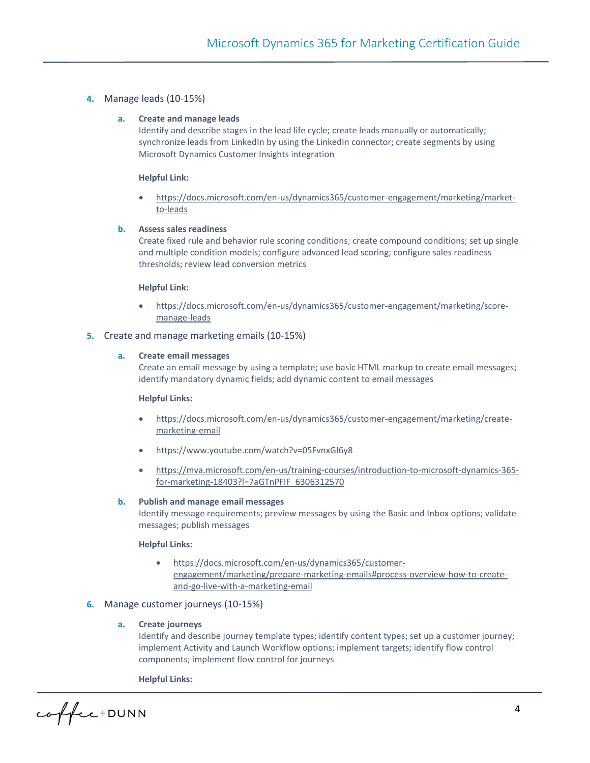4. Manage leads (10-15%)

   a. **Create and manage leads**
   Identify and describe stages in the lead life cycle; create leads manually or automatically; synchronize leads from LinkedIn by using the LinkedIn connector; create segments by using Microsoft Dynamics Customer Insights integration

   **Helpful Link:**

   - https://docs.microsoft.com/en-us/dynamics365/customer-engagement/marketing/market-to-leads

   b. **Assess sales readiness**
   Create fixed rule and behavior rule scoring conditions; create compound conditions; set up single and multiple condition models; configure advanced lead scoring; configure sales readiness thresholds; review lead conversion metrics

   **Helpful Link:**

   - https://docs.microsoft.com/en-us/dynamics365/customer-engagement/marketing/score-manage-leads

5. Create and manage marketing emails (10-15%)

   a. **Create email messages**
   Create an email message by using a template; use basic HTML markup to create email messages; identify mandatory dynamic fields; add dynamic content to email messages

   **Helpful Links:**

   - https://docs.microsoft.com/en-us/dynamics365/customer-engagement/marketing/create-marketing-email
   - https://www.youtube.com/watch?v=05FvnxGI6y8
   - https://mva.microsoft.com/en-us/training-courses/introduction-to-microsoft-dynamics-365-for-marketing-18403?l=7aGTnPFIF_6306312570

   b. **Publish and manage email messages**
   Identify message requirements; preview messages by using the Basic and Inbox options; validate messages; publish messages

   **Helpful Links:**

   - https://docs.microsoft.com/en-us/dynamics365/customer-engagement/marketing/prepare-marketing-emails#process-overview-how-to-create-and-go-live-with-a-marketing-email

6. Manage customer journeys (10-15%)

   a. **Create journeys**
   Identify and describe journey template types; identify content types; set up a customer journey; implement Activity and Launch Workflow options; implement targets; identify flow control components; implement flow control for journeys

   **Helpful Links:**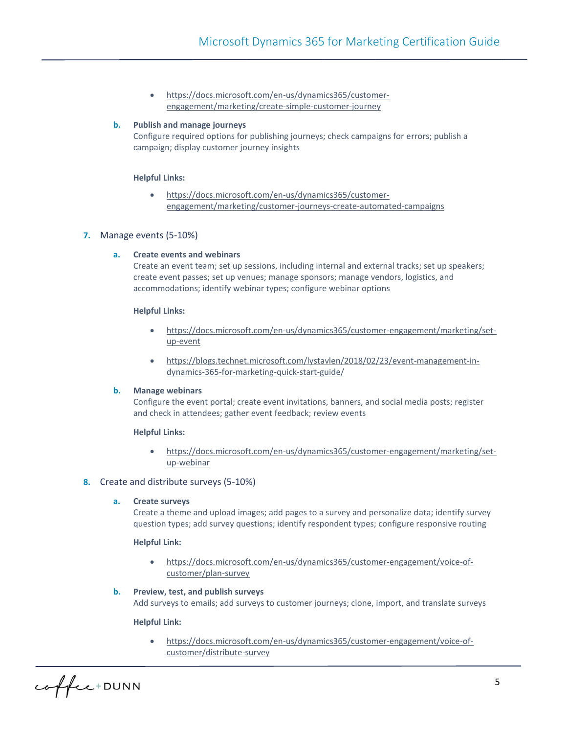- https://docs.microsoft.com/en-us/dynamics365/customer-engagement/marketing/create-simple-customer-journey

**b. Publish and manage journeys**
Configure required options for publishing journeys; check campaigns for errors; publish a campaign; display customer journey insights

**Helpful Links:**

- https://docs.microsoft.com/en-us/dynamics365/customer-engagement/marketing/customer-journeys-create-automated-campaigns

7. Manage events (5-10%)

**a. Create events and webinars**
Create an event team; set up sessions, including internal and external tracks; set up speakers; create event passes; set up venues; manage sponsors; manage vendors, logistics, and accommodations; identify webinar types; configure webinar options

**Helpful Links:**

- https://docs.microsoft.com/en-us/dynamics365/customer-engagement/marketing/set-up-event
- https://blogs.technet.microsoft.com/lystavlen/2018/02/23/event-management-in-dynamics-365-for-marketing-quick-start-guide/

**b. Manage webinars**
Configure the event portal; create event invitations, banners, and social media posts; register and check in attendees; gather event feedback; review events

**Helpful Links:**

- https://docs.microsoft.com/en-us/dynamics365/customer-engagement/marketing/set-up-webinar

8. Create and distribute surveys (5-10%)

**a. Create surveys**
Create a theme and upload images; add pages to a survey and personalize data; identify survey question types; add survey questions; identify respondent types; configure responsive routing

**Helpful Link:**

- https://docs.microsoft.com/en-us/dynamics365/customer-engagement/voice-of-customer/plan-survey

**b. Preview, test, and publish surveys**
Add surveys to emails; add surveys to customer journeys; clone, import, and translate surveys

**Helpful Link:**

- https://docs.microsoft.com/en-us/dynamics365/customer-engagement/voice-of-customer/distribute-survey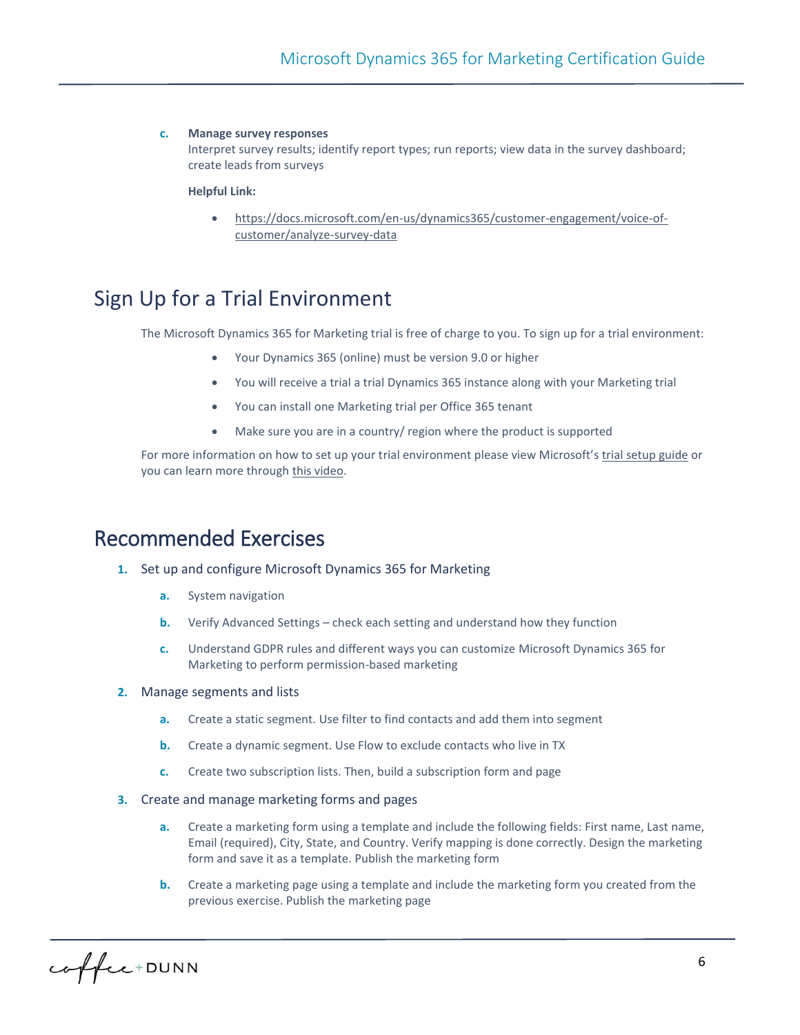c. **Manage survey responses**
   Interpret survey results; identify report types; run reports; view data in the survey dashboard; create leads from surveys

   **Helpful Link:**

   - https://docs.microsoft.com/en-us/dynamics365/customer-engagement/voice-of-customer/analyze-survey-data

## Sign Up for a Trial Environment

The Microsoft Dynamics 365 for Marketing trial is free of charge to you. To sign up for a trial environment:

- Your Dynamics 365 (online) must be version 9.0 or higher
- You will receive a trial a trial Dynamics 365 instance along with your Marketing trial
- You can install one Marketing trial per Office 365 tenant
- Make sure you are in a country/ region where the product is supported

For more information on how to set up your trial environment please view Microsoft's trial setup guide or you can learn more through this video.

## Recommended Exercises

1. Set up and configure Microsoft Dynamics 365 for Marketing
   a. System navigation
   b. Verify Advanced Settings – check each setting and understand how they function
   c. Understand GDPR rules and different ways you can customize Microsoft Dynamics 365 for Marketing to perform permission-based marketing
2. Manage segments and lists
   a. Create a static segment. Use filter to find contacts and add them into segment
   b. Create a dynamic segment. Use Flow to exclude contacts who live in TX
   c. Create two subscription lists. Then, build a subscription form and page
3. Create and manage marketing forms and pages
   a. Create a marketing form using a template and include the following fields: First name, Last name, Email (required), City, State, and Country. Verify mapping is done correctly. Design the marketing form and save it as a template. Publish the marketing form
   b. Create a marketing page using a template and include the marketing form you created from the previous exercise. Publish the marketing page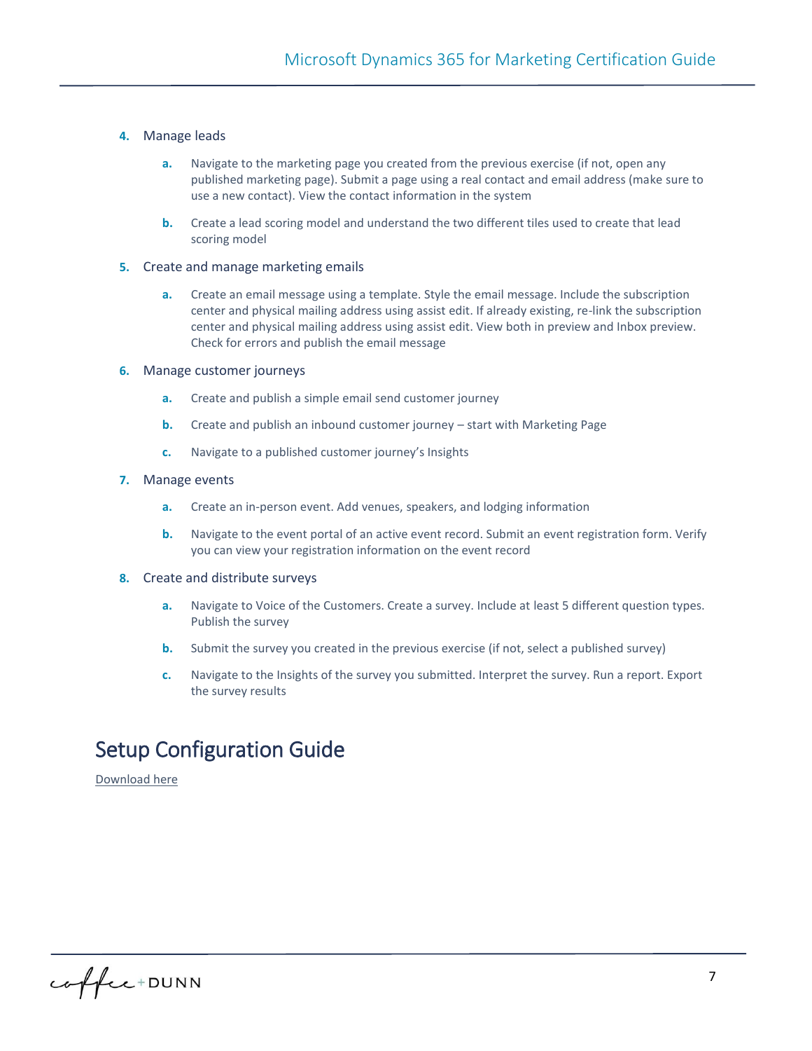4. Manage leads

    a. Navigate to the marketing page you created from the previous exercise (if not, open any published marketing page). Submit a page using a real contact and email address (make sure to use a new contact). View the contact information in the system

    b. Create a lead scoring model and understand the two different tiles used to create that lead scoring model

5. Create and manage marketing emails

    a. Create an email message using a template. Style the email message. Include the subscription center and physical mailing address using assist edit. If already existing, re-link the subscription center and physical mailing address using assist edit. View both in preview and Inbox preview. Check for errors and publish the email message

6. Manage customer journeys

    a. Create and publish a simple email send customer journey

    b. Create and publish an inbound customer journey – start with Marketing Page

    c. Navigate to a published customer journey's Insights

7. Manage events

    a. Create an in-person event. Add venues, speakers, and lodging information

    b. Navigate to the event portal of an active event record. Submit an event registration form. Verify you can view your registration information on the event record

8. Create and distribute surveys

    a. Navigate to Voice of the Customers. Create a survey. Include at least 5 different question types. Publish the survey

    b. Submit the survey you created in the previous exercise (if not, select a published survey)

    c. Navigate to the Insights of the survey you submitted. Interpret the survey. Run a report. Export the survey results

# Setup Configuration Guide

Download here